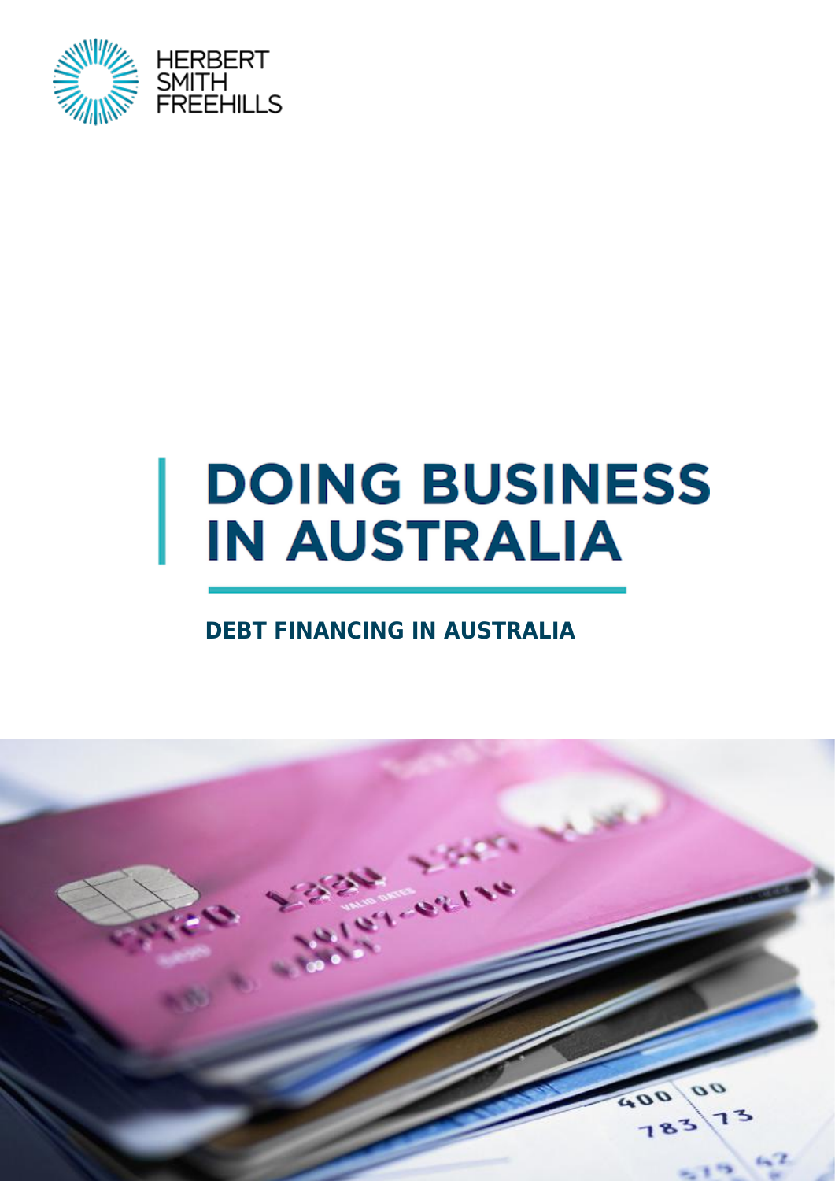HERBERT SMITH FREEHILLS

# DOING BUSINESS IN AUSTRALIA

## DEBT FINANCING IN AUSTRALIA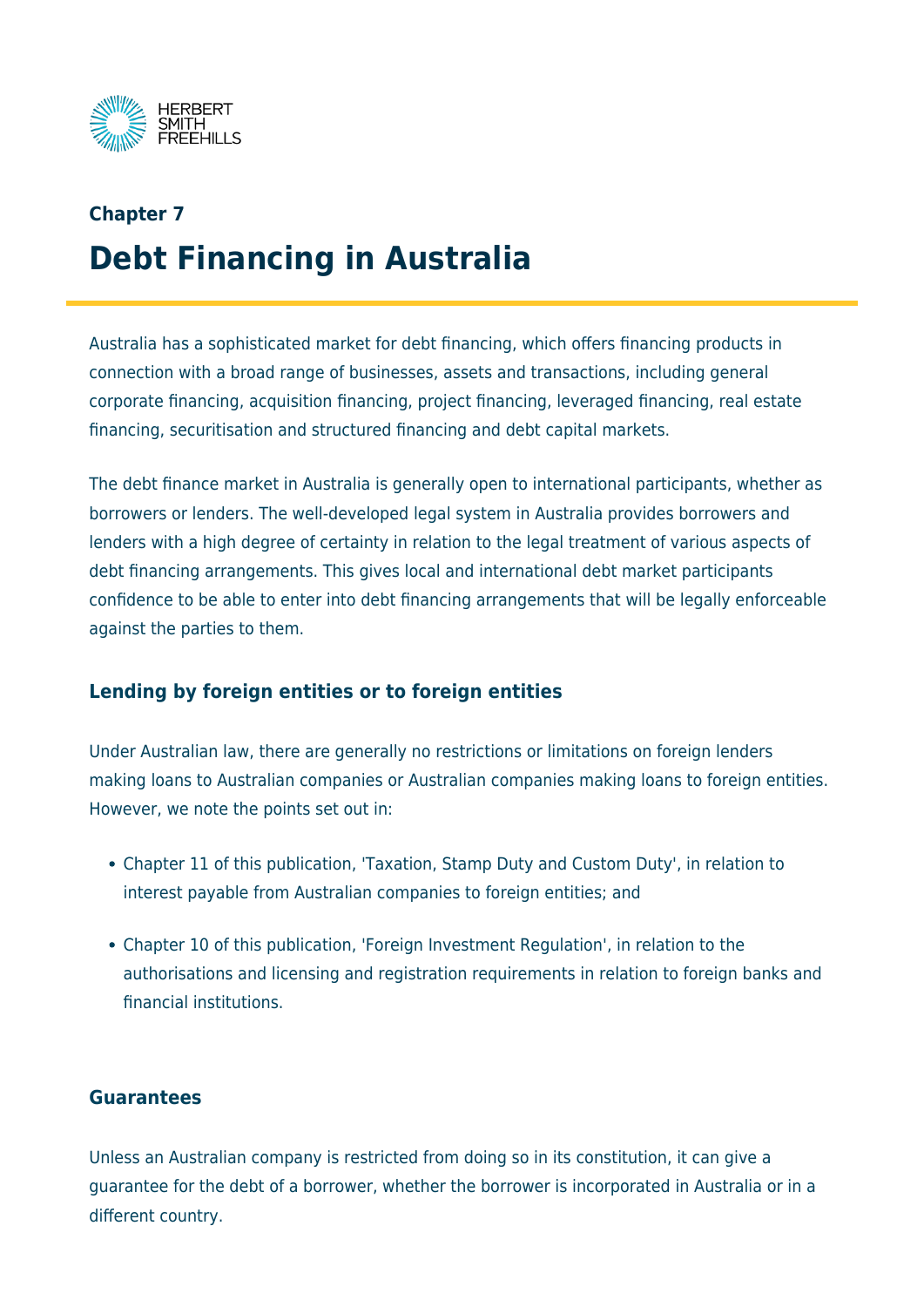Chapter 7

# Debt Financing in Australia

Australia has a sophisticated market for debt financing, which offers financing products in connection with a broad range of businesses, assets and transactions, including general corporate financing, acquisition financing, project financing, leveraged financing, real estate financing, securitisation and structured financing and debt capital markets.

The debt finance market in Australia is generally open to international participants, whether as borrowers or lenders. The well-developed legal system in Australia provides borrowers and lenders with a high degree of certainty in relation to the legal treatment of various aspects of debt financing arrangements. This gives local and international debt market participants confidence to be able to enter into debt financing arrangements that will be legally enforceable against the parties to them.

## Lending by foreign entities or to foreign entities

Under Australian law, there are generally no restrictions or limitations on foreign lenders making loans to Australian companies or Australian companies making loans to foreign entities. However, we note the points set out in:

- Chapter 11 of this publication, 'Taxation, Stamp Duty and Custom Duty', in relation to interest payable from Australian companies to foreign entities; and
- Chapter 10 of this publication, 'Foreign Investment Regulation', in relation to the authorisations and licensing and registration requirements in relation to foreign banks and financial institutions.

## Guarantees

Unless an Australian company is restricted from doing so in its constitution, it can give a guarantee for the debt of a borrower, whether the borrower is incorporated in Australia or in a different country.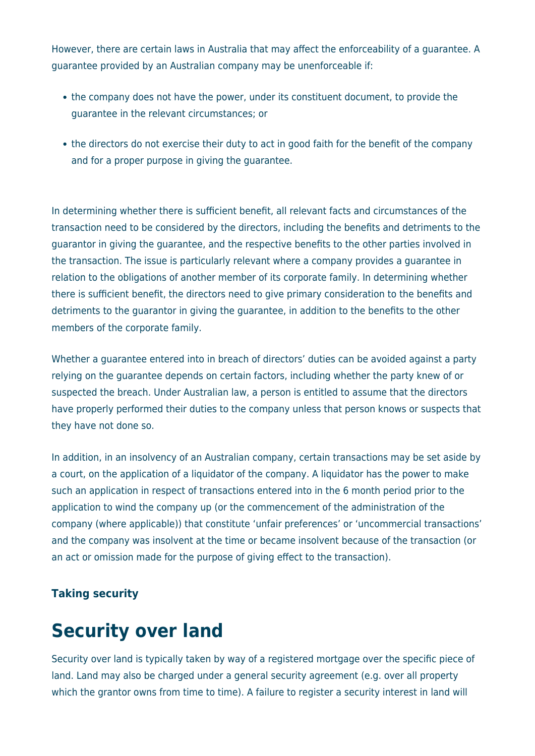However, there are certain laws in Australia that may affect the enforceability of a guarantee. A guarantee provided by an Australian company may be unenforceable if:

- the company does not have the power, under its constituent document, to provide the guarantee in the relevant circumstances; or
- the directors do not exercise their duty to act in good faith for the benefit of the company and for a proper purpose in giving the guarantee.

In determining whether there is sufficient benefit, all relevant facts and circumstances of the transaction need to be considered by the directors, including the benefits and detriments to the guarantor in giving the guarantee, and the respective benefits to the other parties involved in the transaction. The issue is particularly relevant where a company provides a guarantee in relation to the obligations of another member of its corporate family. In determining whether there is sufficient benefit, the directors need to give primary consideration to the benefits and detriments to the guarantor in giving the guarantee, in addition to the benefits to the other members of the corporate family.

Whether a guarantee entered into in breach of directors' duties can be avoided against a party relying on the guarantee depends on certain factors, including whether the party knew of or suspected the breach. Under Australian law, a person is entitled to assume that the directors have properly performed their duties to the company unless that person knows or suspects that they have not done so.

In addition, in an insolvency of an Australian company, certain transactions may be set aside by a court, on the application of a liquidator of the company. A liquidator has the power to make such an application in respect of transactions entered into in the 6 month period prior to the application to wind the company up (or the commencement of the administration of the company (where applicable)) that constitute 'unfair preferences' or 'uncommercial transactions' and the company was insolvent at the time or became insolvent because of the transaction (or an act or omission made for the purpose of giving effect to the transaction).

**Taking security**

# Security over land

Security over land is typically taken by way of a registered mortgage over the specific piece of land. Land may also be charged under a general security agreement (e.g. over all property which the grantor owns from time to time). A failure to register a security interest in land will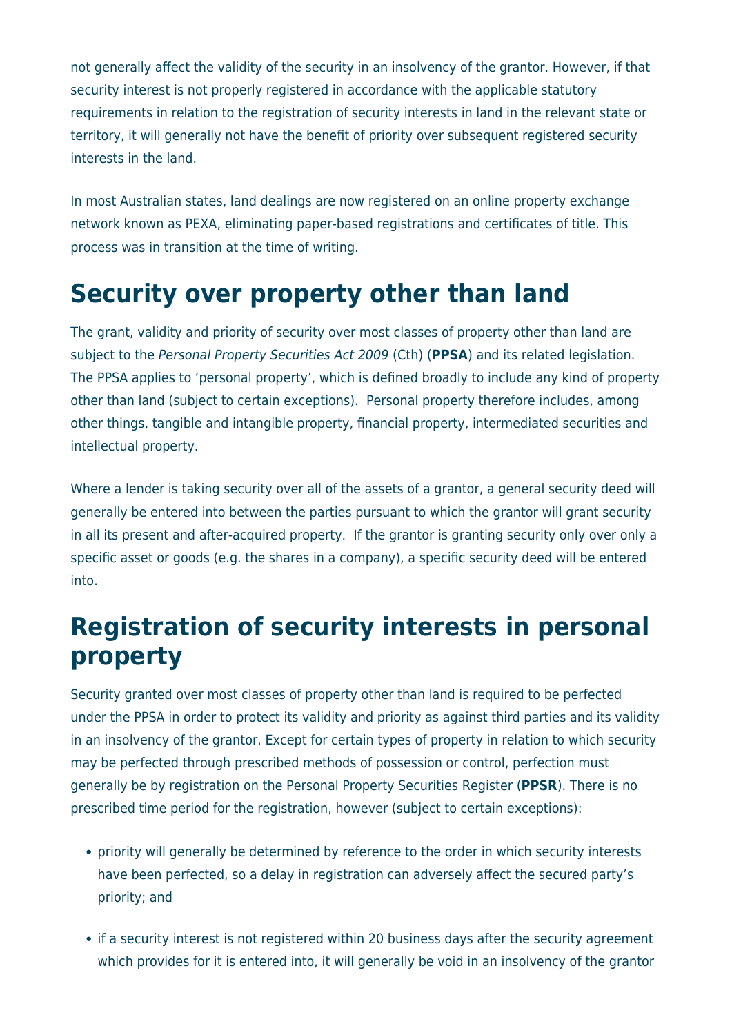not generally affect the validity of the security in an insolvency of the grantor. However, if that security interest is not properly registered in accordance with the applicable statutory requirements in relation to the registration of security interests in land in the relevant state or territory, it will generally not have the benefit of priority over subsequent registered security interests in the land.

In most Australian states, land dealings are now registered on an online property exchange network known as PEXA, eliminating paper-based registrations and certificates of title. This process was in transition at the time of writing.

# Security over property other than land

The grant, validity and priority of security over most classes of property other than land are subject to the *Personal Property Securities Act 2009* (Cth) (**PPSA**) and its related legislation. The PPSA applies to 'personal property', which is defined broadly to include any kind of property other than land (subject to certain exceptions). Personal property therefore includes, among other things, tangible and intangible property, financial property, intermediated securities and intellectual property.

Where a lender is taking security over all of the assets of a grantor, a general security deed will generally be entered into between the parties pursuant to which the grantor will grant security in all its present and after-acquired property. If the grantor is granting security only over only a specific asset or goods (e.g. the shares in a company), a specific security deed will be entered into.

# Registration of security interests in personal property

Security granted over most classes of property other than land is required to be perfected under the PPSA in order to protect its validity and priority as against third parties and its validity in an insolvency of the grantor. Except for certain types of property in relation to which security may be perfected through prescribed methods of possession or control, perfection must generally be by registration on the Personal Property Securities Register (**PPSR**). There is no prescribed time period for the registration, however (subject to certain exceptions):

- priority will generally be determined by reference to the order in which security interests have been perfected, so a delay in registration can adversely affect the secured party's priority; and
- if a security interest is not registered within 20 business days after the security agreement which provides for it is entered into, it will generally be void in an insolvency of the grantor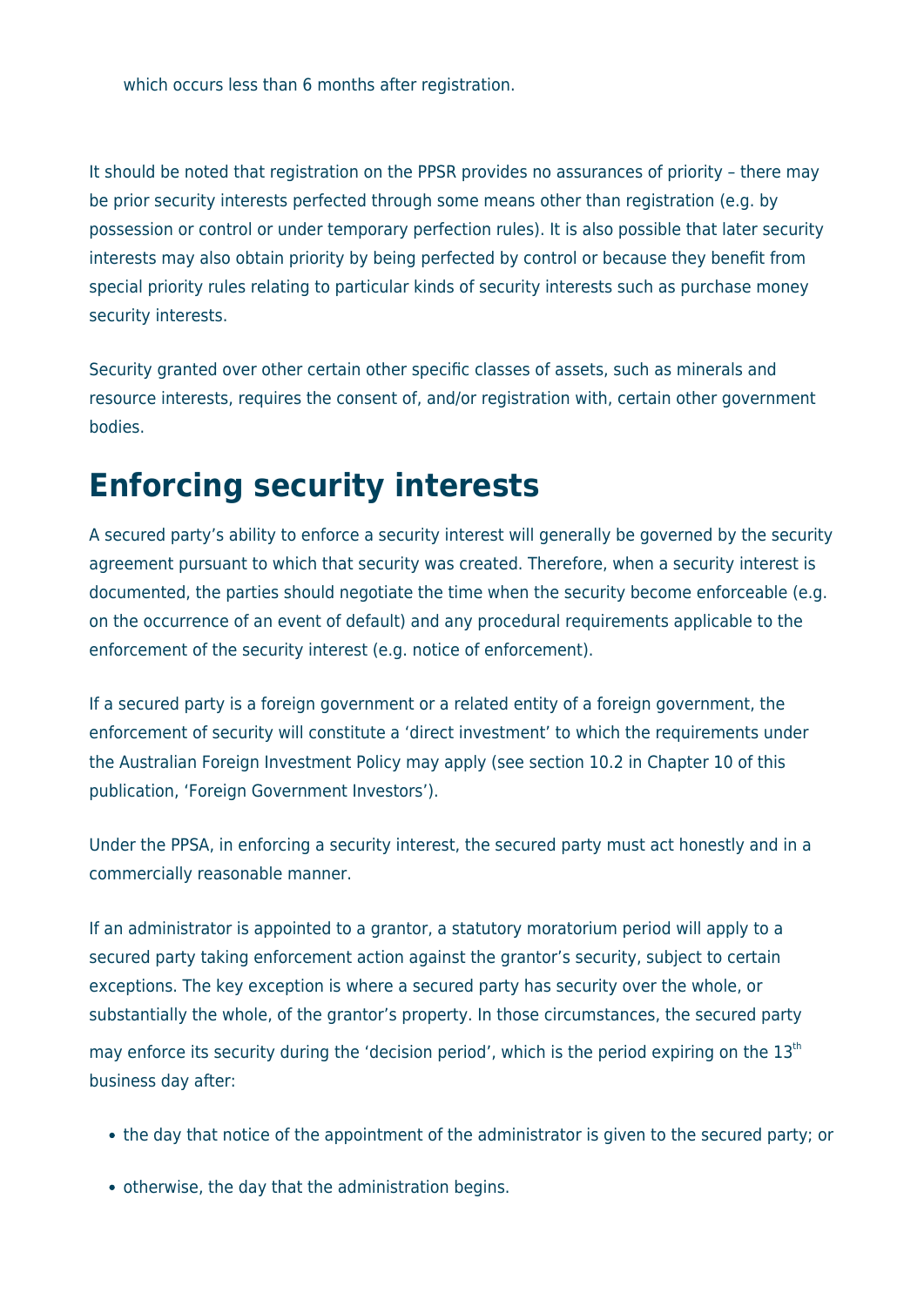which occurs less than 6 months after registration.

It should be noted that registration on the PPSR provides no assurances of priority – there may be prior security interests perfected through some means other than registration (e.g. by possession or control or under temporary perfection rules). It is also possible that later security interests may also obtain priority by being perfected by control or because they benefit from special priority rules relating to particular kinds of security interests such as purchase money security interests.

Security granted over other certain other specific classes of assets, such as minerals and resource interests, requires the consent of, and/or registration with, certain other government bodies.

# Enforcing security interests

A secured party's ability to enforce a security interest will generally be governed by the security agreement pursuant to which that security was created. Therefore, when a security interest is documented, the parties should negotiate the time when the security become enforceable (e.g. on the occurrence of an event of default) and any procedural requirements applicable to the enforcement of the security interest (e.g. notice of enforcement).

If a secured party is a foreign government or a related entity of a foreign government, the enforcement of security will constitute a 'direct investment' to which the requirements under the Australian Foreign Investment Policy may apply (see section 10.2 in Chapter 10 of this publication, 'Foreign Government Investors').

Under the PPSA, in enforcing a security interest, the secured party must act honestly and in a commercially reasonable manner.

If an administrator is appointed to a grantor, a statutory moratorium period will apply to a secured party taking enforcement action against the grantor's security, subject to certain exceptions. The key exception is where a secured party has security over the whole, or substantially the whole, of the grantor's property. In those circumstances, the secured party may enforce its security during the 'decision period', which is the period expiring on the 13th business day after:

- the day that notice of the appointment of the administrator is given to the secured party; or
- otherwise, the day that the administration begins.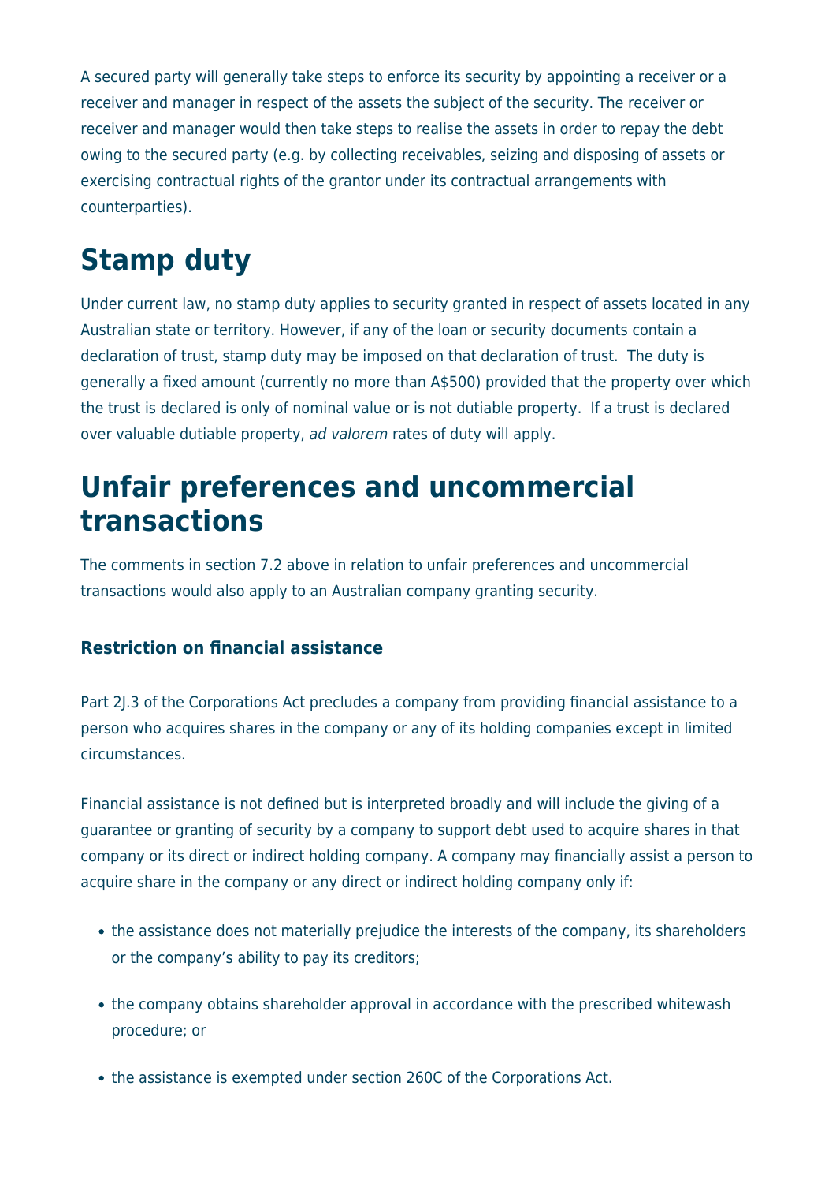A secured party will generally take steps to enforce its security by appointing a receiver or a receiver and manager in respect of the assets the subject of the security. The receiver or receiver and manager would then take steps to realise the assets in order to repay the debt owing to the secured party (e.g. by collecting receivables, seizing and disposing of assets or exercising contractual rights of the grantor under its contractual arrangements with counterparties).

# Stamp duty

Under current law, no stamp duty applies to security granted in respect of assets located in any Australian state or territory. However, if any of the loan or security documents contain a declaration of trust, stamp duty may be imposed on that declaration of trust. The duty is generally a fixed amount (currently no more than A$500) provided that the property over which the trust is declared is only of nominal value or is not dutiable property. If a trust is declared over valuable dutiable property, *ad valorem* rates of duty will apply.

# Unfair preferences and uncommercial transactions

The comments in section 7.2 above in relation to unfair preferences and uncommercial transactions would also apply to an Australian company granting security.

### Restriction on financial assistance

Part 2J.3 of the Corporations Act precludes a company from providing financial assistance to a person who acquires shares in the company or any of its holding companies except in limited circumstances.

Financial assistance is not defined but is interpreted broadly and will include the giving of a guarantee or granting of security by a company to support debt used to acquire shares in that company or its direct or indirect holding company. A company may financially assist a person to acquire share in the company or any direct or indirect holding company only if:

- the assistance does not materially prejudice the interests of the company, its shareholders or the company's ability to pay its creditors;
- the company obtains shareholder approval in accordance with the prescribed whitewash procedure; or
- the assistance is exempted under section 260C of the Corporations Act.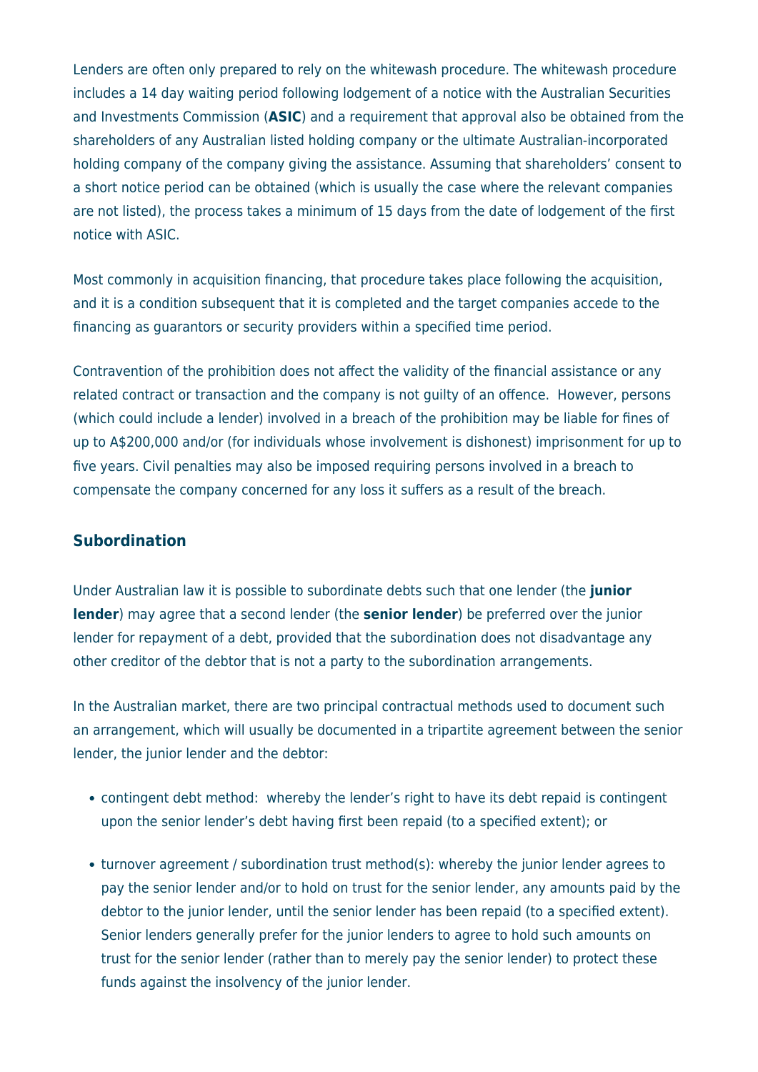Lenders are often only prepared to rely on the whitewash procedure. The whitewash procedure includes a 14 day waiting period following lodgement of a notice with the Australian Securities and Investments Commission (**ASIC**) and a requirement that approval also be obtained from the shareholders of any Australian listed holding company or the ultimate Australian-incorporated holding company of the company giving the assistance. Assuming that shareholders' consent to a short notice period can be obtained (which is usually the case where the relevant companies are not listed), the process takes a minimum of 15 days from the date of lodgement of the first notice with ASIC.

Most commonly in acquisition financing, that procedure takes place following the acquisition, and it is a condition subsequent that it is completed and the target companies accede to the financing as guarantors or security providers within a specified time period.

Contravention of the prohibition does not affect the validity of the financial assistance or any related contract or transaction and the company is not guilty of an offence. However, persons (which could include a lender) involved in a breach of the prohibition may be liable for fines of up to A$200,000 and/or (for individuals whose involvement is dishonest) imprisonment for up to five years. Civil penalties may also be imposed requiring persons involved in a breach to compensate the company concerned for any loss it suffers as a result of the breach.

### Subordination

Under Australian law it is possible to subordinate debts such that one lender (the **junior lender**) may agree that a second lender (the **senior lender**) be preferred over the junior lender for repayment of a debt, provided that the subordination does not disadvantage any other creditor of the debtor that is not a party to the subordination arrangements.

In the Australian market, there are two principal contractual methods used to document such an arrangement, which will usually be documented in a tripartite agreement between the senior lender, the junior lender and the debtor:

- contingent debt method: whereby the lender's right to have its debt repaid is contingent upon the senior lender's debt having first been repaid (to a specified extent); or
- turnover agreement / subordination trust method(s): whereby the junior lender agrees to pay the senior lender and/or to hold on trust for the senior lender, any amounts paid by the debtor to the junior lender, until the senior lender has been repaid (to a specified extent). Senior lenders generally prefer for the junior lenders to agree to hold such amounts on trust for the senior lender (rather than to merely pay the senior lender) to protect these funds against the insolvency of the junior lender.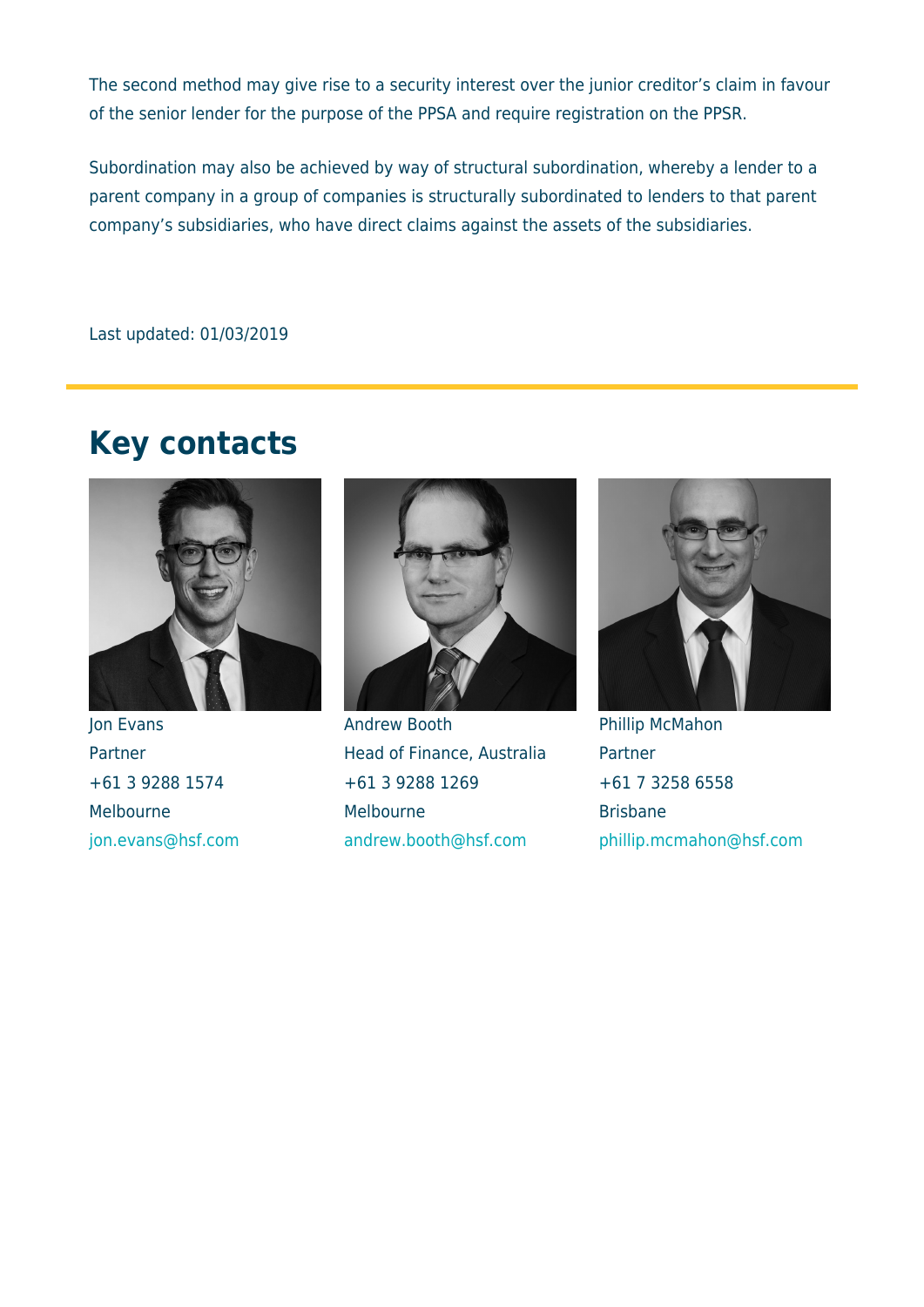The second method may give rise to a security interest over the junior creditor's claim in favour of the senior lender for the purpose of the PPSA and require registration on the PPSR.

Subordination may also be achieved by way of structural subordination, whereby a lender to a parent company in a group of companies is structurally subordinated to lenders to that parent company's subsidiaries, who have direct claims against the assets of the subsidiaries.

Last updated: 01/03/2019

## Key contacts

Jon Evans
Partner
+61 3 9288 1574
Melbourne
jon.evans@hsf.com

Andrew Booth
Head of Finance, Australia
+61 3 9288 1269
Melbourne
andrew.booth@hsf.com

Phillip McMahon
Partner
+61 7 3258 6558
Brisbane
phillip.mcmahon@hsf.com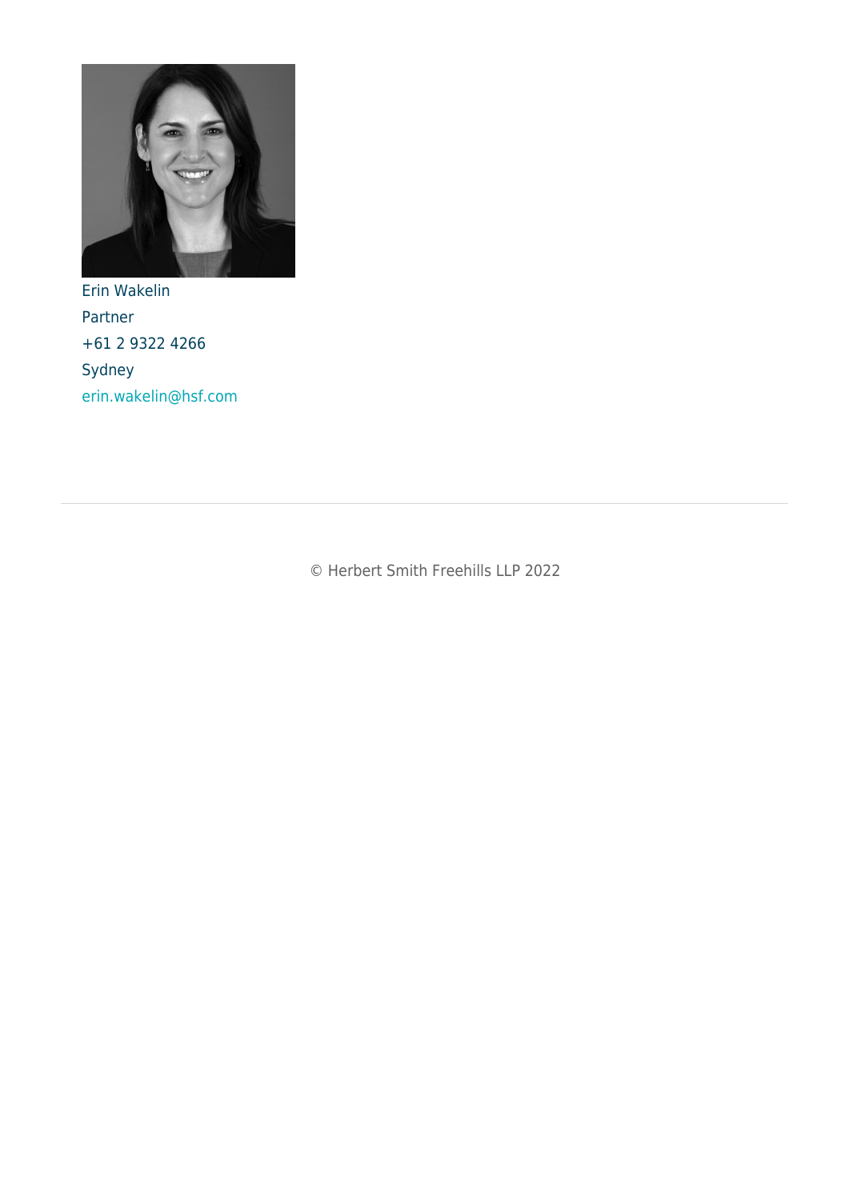Erin Wakelin
Partner
+61 2 9322 4266
Sydney
erin.wakelin@hsf.com

© Herbert Smith Freehills LLP 2022